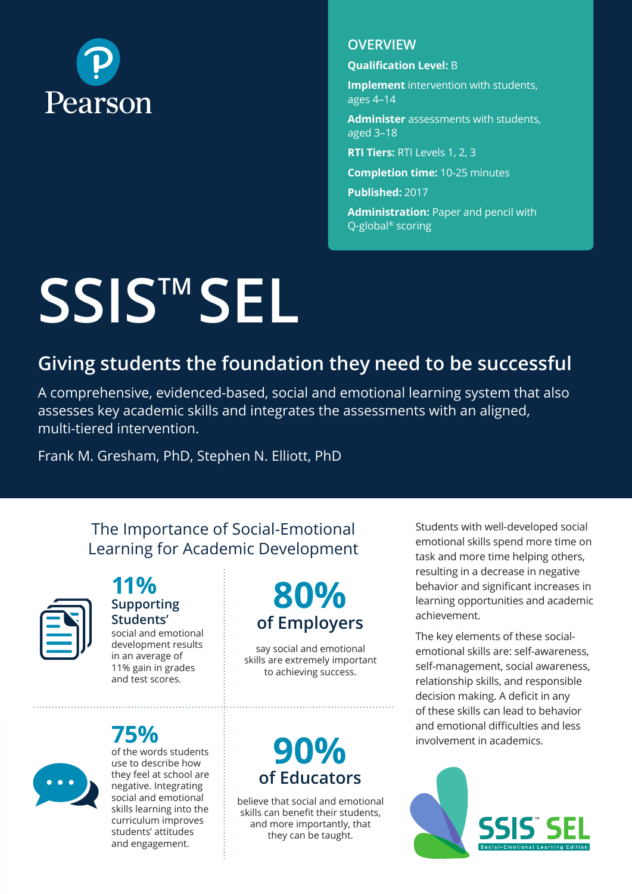Pearson

## OVERVIEW

**Qualification Level:** B

**Implement** intervention with students, ages 4–14

**Administer** assessments with students, aged 3–18

**RTI Tiers:** RTI Levels 1, 2, 3

**Completion time:** 10-25 minutes

**Published:** 2017

**Administration:** Paper and pencil with Q-global® scoring

# SSIS™ SEL

## Giving students the foundation they need to be successful

A comprehensive, evidenced-based, social and emotional learning system that also assesses key academic skills and integrates the assessments with an aligned, multi-tiered intervention.

Frank M. Gresham, PhD, Stephen N. Elliott, PhD

### The Importance of Social-Emotional Learning for Academic Development

**11%**
**Supporting Students'**
social and emotional development results in an average of 11% gain in grades and test scores.

**80%**
**of Employers**
say social and emotional skills are extremely important to achieving success.

**75%**
of the words students use to describe how they feel at school are negative. Integrating social and emotional skills learning into the curriculum improves students' attitudes and engagement.

**90%**
**of Educators**
believe that social and emotional skills can benefit their students, and more importantly, that they can be taught.

Students with well-developed social emotional skills spend more time on task and more time helping others, resulting in a decrease in negative behavior and significant increases in learning opportunities and academic achievement.

The key elements of these social-emotional skills are: self-awareness, self-management, social awareness, relationship skills, and responsible decision making. A deficit in any of these skills can lead to behavior and emotional difficulties and less involvement in academics.

SSIS™ SEL
Social-Emotional Learning Edition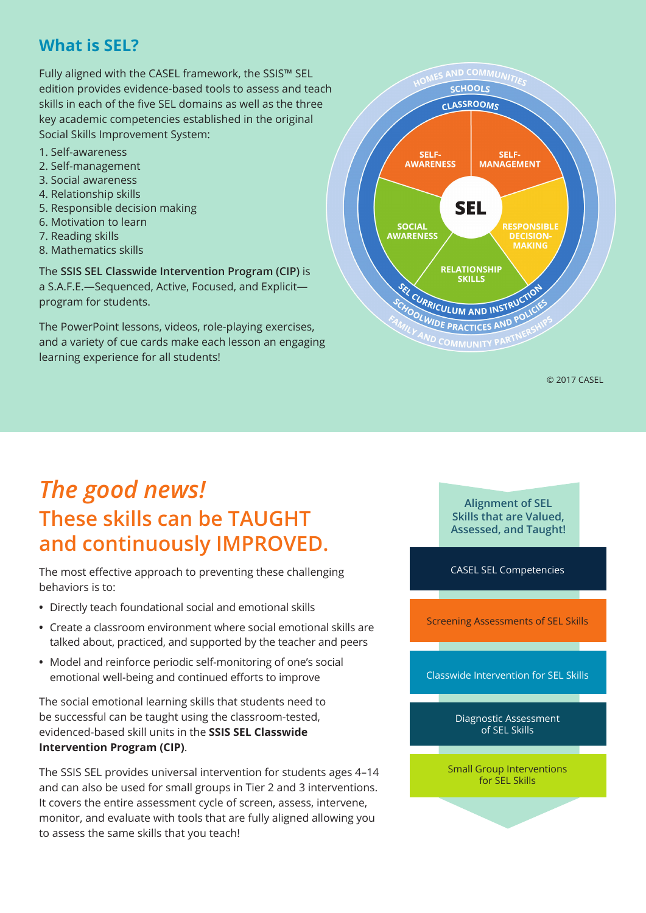## What is SEL?

Fully aligned with the CASEL framework, the SSIS™ SEL edition provides evidence-based tools to assess and teach skills in each of the five SEL domains as well as the three key academic competencies established in the original Social Skills Improvement System:

1. Self-awareness
2. Self-management
3. Social awareness
4. Relationship skills
5. Responsible decision making
6. Motivation to learn
7. Reading skills
8. Mathematics skills

The **SSIS SEL Classwide Intervention Program (CIP)** is a S.A.F.E.—Sequenced, Active, Focused, and Explicit—program for students.

The PowerPoint lessons, videos, role-playing exercises, and a variety of cue cards make each lesson an engaging learning experience for all students!

HOMES AND COMMUNITIES
SCHOOLS
CLASSROOMS
SELF-AWARENESS
SELF-MANAGEMENT
SEL
SOCIAL AWARENESS
RESPONSIBLE DECISION-MAKING
RELATIONSHIP SKILLS
SEL CURRICULUM AND INSTRUCTION
SCHOOLWIDE PRACTICES AND POLICIES
FAMILY AND COMMUNITY PARTNERSHIPS

© 2017 CASEL

## *The good news!*
## These skills can be TAUGHT and continuously IMPROVED.

The most effective approach to preventing these challenging behaviors is to:

- Directly teach foundational social and emotional skills
- Create a classroom environment where social emotional skills are talked about, practiced, and supported by the teacher and peers
- Model and reinforce periodic self-monitoring of one's social emotional well-being and continued efforts to improve

The social emotional learning skills that students need to be successful can be taught using the classroom-tested, evidenced-based skill units in the **SSIS SEL Classwide Intervention Program (CIP)**.

The SSIS SEL provides universal intervention for students ages 4–14 and can also be used for small groups in Tier 2 and 3 interventions. It covers the entire assessment cycle of screen, assess, intervene, monitor, and evaluate with tools that are fully aligned allowing you to assess the same skills that you teach!

**Alignment of SEL Skills that are Valued, Assessed, and Taught!**

- CASEL SEL Competencies
- Screening Assessments of SEL Skills
- Classwide Intervention for SEL Skills
- Diagnostic Assessment of SEL Skills
- Small Group Interventions for SEL Skills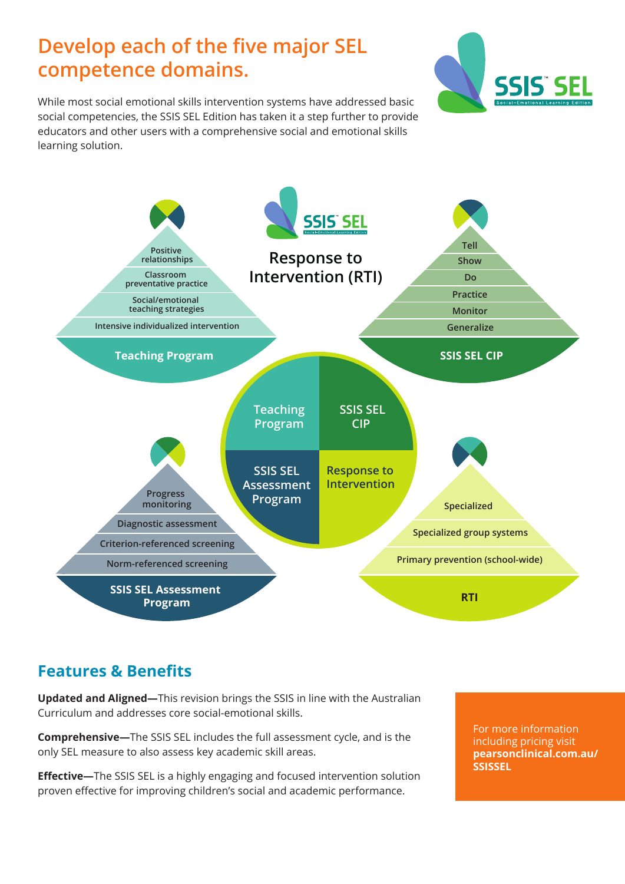# Develop each of the five major SEL competence domains.

While most social emotional skills intervention systems have addressed basic social competencies, the SSIS SEL Edition has taken it a step further to provide educators and other users with a comprehensive social and emotional skills learning solution.

SSIS™ SEL Social-Emotional Learning Edition

**Response to Intervention (RTI)**

**Teaching Program**
- Positive relationships
- Classroom preventative practice
- Social/emotional teaching strategies
- Intensive individualized intervention

**SSIS SEL CIP**
- Tell
- Show
- Do
- Practice
- Monitor
- Generalize

**SSIS SEL Assessment Program**
- Progress monitoring
- Diagnostic assessment
- Criterion-referenced screening
- Norm-referenced screening

**RTI**
- Specialized
- Specialized group systems
- Primary prevention (school-wide)

Teaching Program | SSIS SEL CIP | SSIS SEL Assessment Program | Response to Intervention

## Features & Benefits

**Updated and Aligned—**This revision brings the SSIS in line with the Australian Curriculum and addresses core social-emotional skills.

**Comprehensive—**The SSIS SEL includes the full assessment cycle, and is the only SEL measure to also assess key academic skill areas.

**Effective—**The SSIS SEL is a highly engaging and focused intervention solution proven effective for improving children's social and academic performance.

For more information including pricing visit **pearsonclinical.com.au/SSISSEL**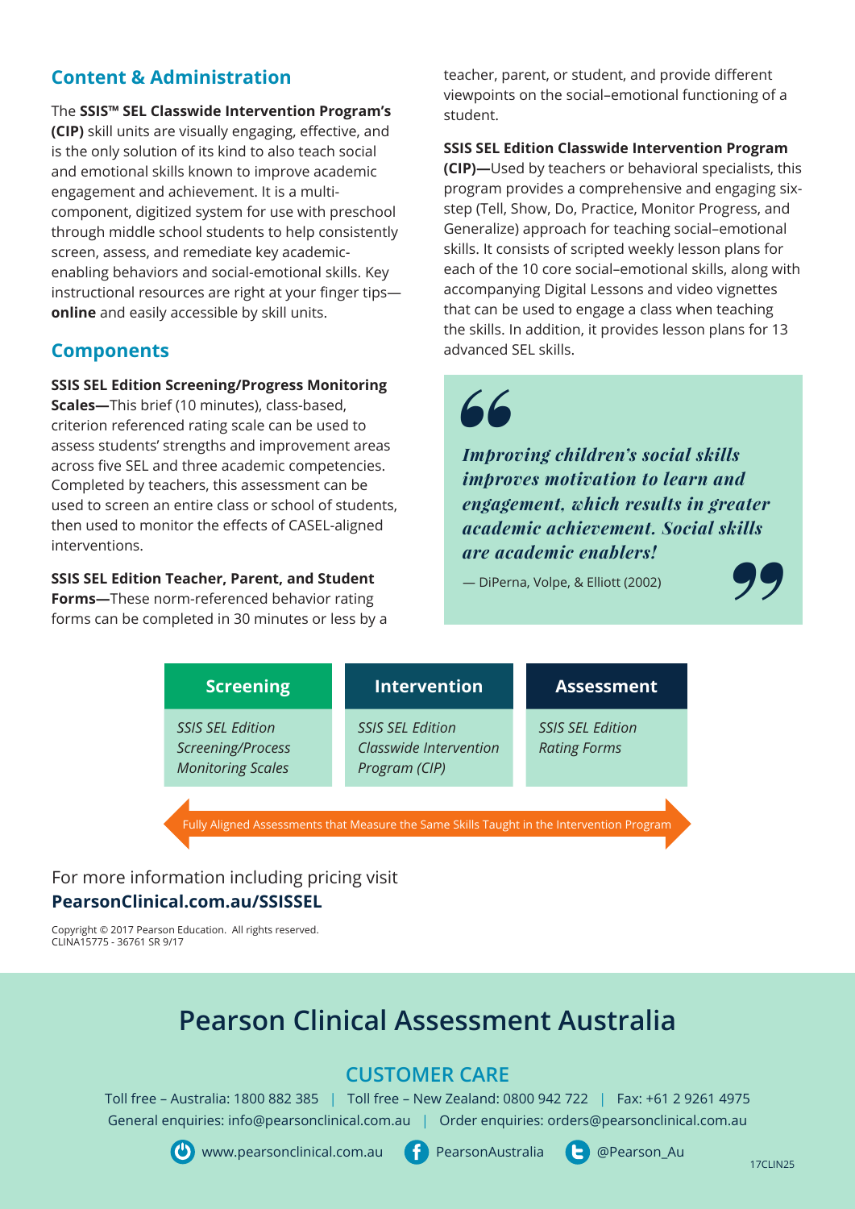## Content & Administration

The **SSIS™ SEL Classwide Intervention Program's (CIP)** skill units are visually engaging, effective, and is the only solution of its kind to also teach social and emotional skills known to improve academic engagement and achievement. It is a multi-component, digitized system for use with preschool through middle school students to help consistently screen, assess, and remediate key academic-enabling behaviors and social-emotional skills. Key instructional resources are right at your finger tips—**online** and easily accessible by skill units.

## Components

**SSIS SEL Edition Screening/Progress Monitoring Scales—**This brief (10 minutes), class-based, criterion referenced rating scale can be used to assess students' strengths and improvement areas across five SEL and three academic competencies. Completed by teachers, this assessment can be used to screen an entire class or school of students, then used to monitor the effects of CASEL-aligned interventions.

**SSIS SEL Edition Teacher, Parent, and Student Forms—**These norm-referenced behavior rating forms can be completed in 30 minutes or less by a teacher, parent, or student, and provide different viewpoints on the social–emotional functioning of a student.

**SSIS SEL Edition Classwide Intervention Program (CIP)—**Used by teachers or behavioral specialists, this program provides a comprehensive and engaging six-step (Tell, Show, Do, Practice, Monitor Progress, and Generalize) approach for teaching social–emotional skills. It consists of scripted weekly lesson plans for each of the 10 core social–emotional skills, along with accompanying Digital Lessons and video vignettes that can be used to engage a class when teaching the skills. In addition, it provides lesson plans for 13 advanced SEL skills.

> ***Improving children's social skills improves motivation to learn and engagement, which results in greater academic achievement. Social skills are academic enablers!***
>
> — DiPerna, Volpe, & Elliott (2002)

| Screening | Intervention | Assessment |
| --- | --- | --- |
| *SSIS SEL Edition Screening/Process Monitoring Scales* | *SSIS SEL Edition Classwide Intervention Program (CIP)* | *SSIS SEL Edition Rating Forms* |

Fully Aligned Assessments that Measure the Same Skills Taught in the Intervention Program

For more information including pricing visit
**PearsonClinical.com.au/SSISSEL**

Copyright © 2017 Pearson Education. All rights reserved.
CLINA15775 - 36761 SR 9/17

# Pearson Clinical Assessment Australia

## CUSTOMER CARE

Toll free – Australia: 1800 882 385 | Toll free – New Zealand: 0800 942 722 | Fax: +61 2 9261 4975
General enquiries: info@pearsonclinical.com.au | Order enquiries: orders@pearsonclinical.com.au

www.pearsonclinical.com.au | PearsonAustralia | @Pearson_Au

17CLIN25